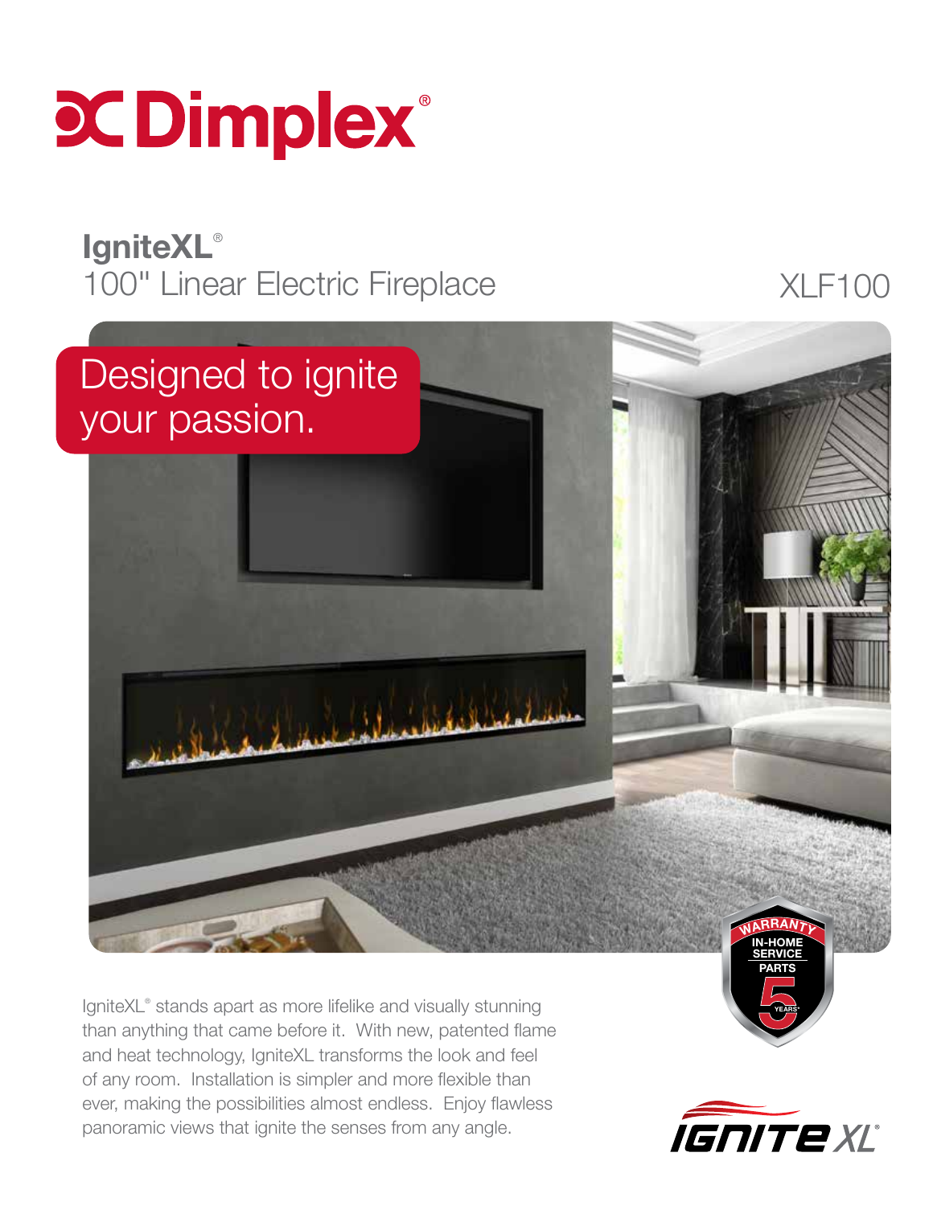# Dimplex®

## IgniteXL®
100" Linear Electric Fireplace

XLF100

Designed to ignite your passion.

WARRANTY
IN-HOME SERVICE
PARTS
5 YEARS*

IgniteXL® stands apart as more lifelike and visually stunning than anything that came before it. With new, patented flame and heat technology, IgniteXL transforms the look and feel of any room. Installation is simpler and more flexible than ever, making the possibilities almost endless. Enjoy flawless panoramic views that ignite the senses from any angle.

IGNITE XL®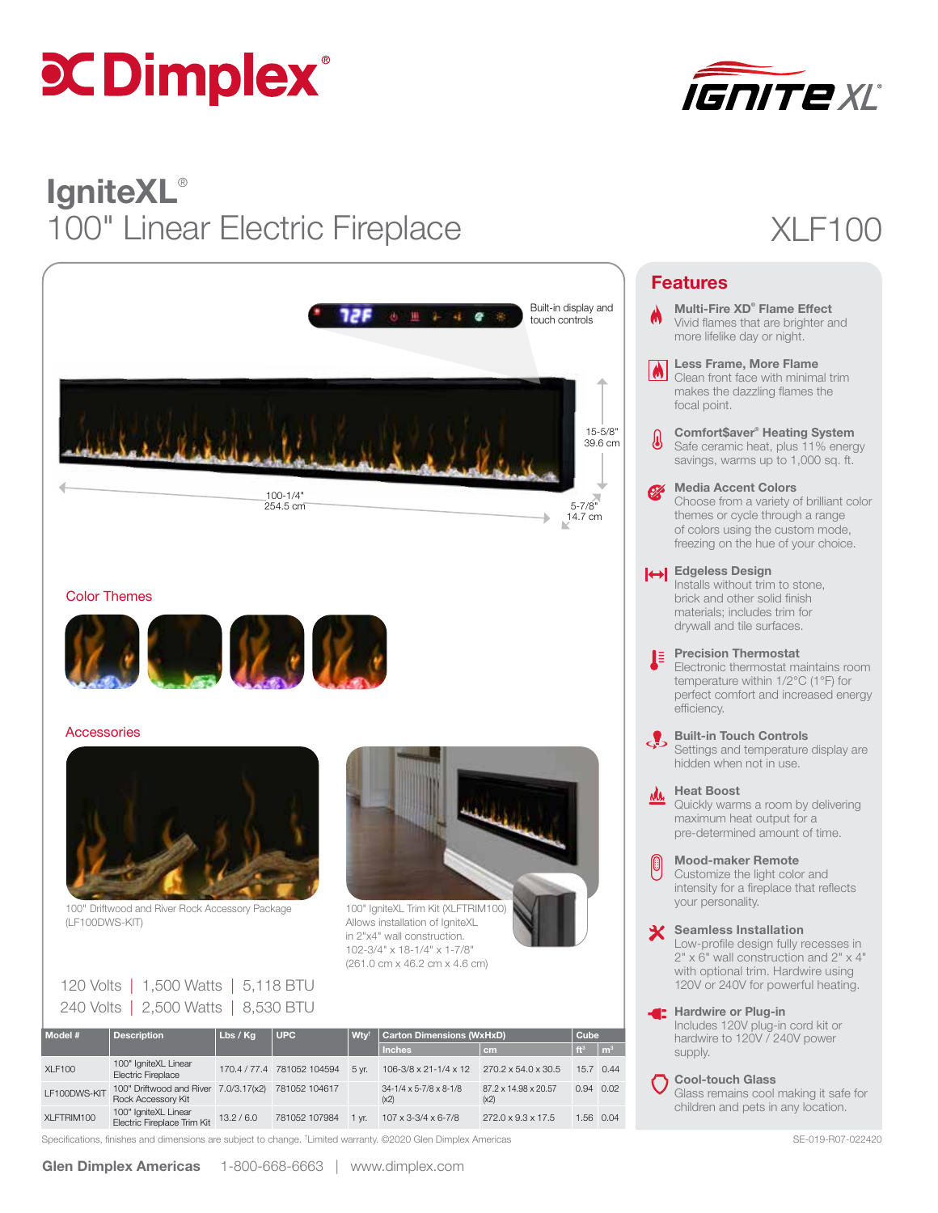# IgniteXL®

## 100" Linear Electric Fireplace

XLF100

Built-in display and touch controls

15-5/8"
39.6 cm

100-1/4"
254.5 cm

5-7/8"
14.7 cm

### Color Themes

### Accessories

100" Driftwood and River Rock Accessory Package (LF100DWS-KIT)

100" IgniteXL Trim Kit (XLFTRIM100) Allows installation of IgniteXL in 2"x4" wall construction. 102-3/4" x 18-1/4" x 1-7/8" (261.0 cm x 46.2 cm x 4.6 cm)

120 Volts | 1,500 Watts | 5,118 BTU
240 Volts | 2,500 Watts | 8,530 BTU

| Model # | Description | Lbs / Kg | UPC | Wty[†] | Carton Dimensions (WxHxD) | | Cube | |
|---|---|---|---|---|---|---|---|---|
| | | | | | Inches | cm | ft³ | m³ |
| XLF100 | 100" IgniteXL Linear Electric Fireplace | 170.4 / 77.4 | 781052 104594 | 5 yr. | 106-3/8 x 21-1/4 x 12 | 270.2 x 54.0 x 30.5 | 15.7 | 0.44 |
| LF100DWS-KIT | 100" Driftwood and River Rock Accessory Kit | 7.0/3.17(x2) | 781052 104617 | | 34-1/4 x 5-7/8 x 8-1/8 (x2) | 87.2 x 14.98 x 20.57 (x2) | 0.94 | 0.02 |
| XLFTRIM100 | 100" IgniteXL Linear Electric Fireplace Trim Kit | 13.2 / 6.0 | 781052 107984 | 1 yr. | 107 x 3-3/4 x 6-7/8 | 272.0 x 9.3 x 17.5 | 1.56 | 0.04 |

Specifications, finishes and dimensions are subject to change. [†]Limited warranty. ©2020 Glen Dimplex Americas

## Features

**Multi-Fire XD® Flame Effect**
Vivid flames that are brighter and more lifelike day or night.

**Less Frame, More Flame**
Clean front face with minimal trim makes the dazzling flames the focal point.

**Comfort$aver® Heating System**
Safe ceramic heat, plus 11% energy savings, warms up to 1,000 sq. ft.

**Media Accent Colors**
Choose from a variety of brilliant color themes or cycle through a range of colors using the custom mode, freezing on the hue of your choice.

**Edgeless Design**
Installs without trim to stone, brick and other solid finish materials; includes trim for drywall and tile surfaces.

**Precision Thermostat**
Electronic thermostat maintains room temperature within 1/2°C (1°F) for perfect comfort and increased energy efficiency.

**Built-in Touch Controls**
Settings and temperature display are hidden when not in use.

**Heat Boost**
Quickly warms a room by delivering maximum heat output for a pre-determined amount of time.

**Mood-maker Remote**
Customize the light color and intensity for a fireplace that reflects your personality.

**Seamless Installation**
Low-profile design fully recesses in 2" x 6" wall construction and 2" x 4" with optional trim. Hardware using 120V or 240V for powerful heating.

**Hardwire or Plug-in**
Includes 120V plug-in cord kit or hardwire to 120V / 240V power supply.

**Cool-touch Glass**
Glass remains cool making it safe for children and pets in any location.

SE-019-R07-022420

**Glen Dimplex Americas** 1-800-668-6663 | www.dimplex.com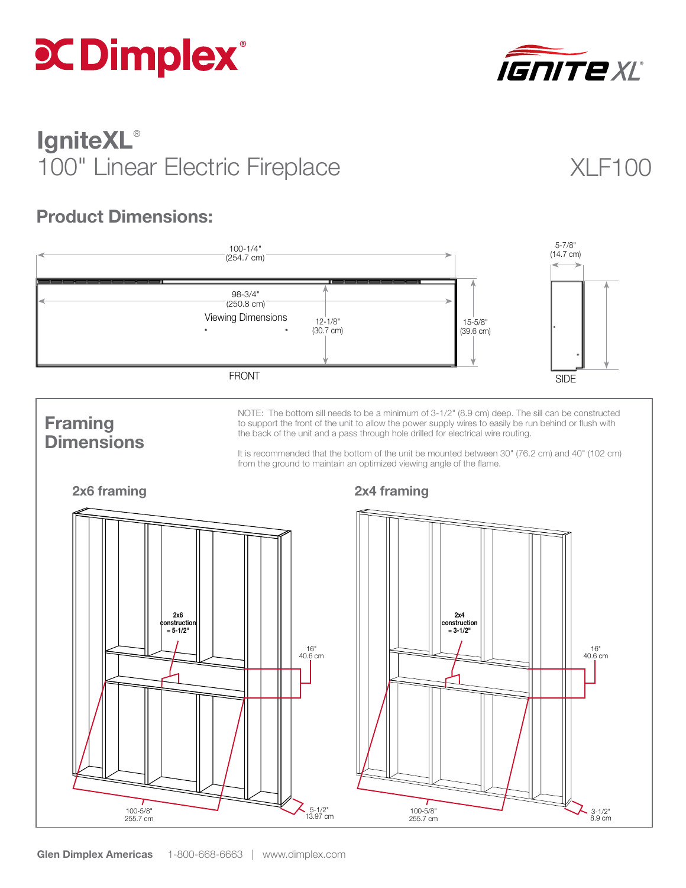# IgniteXL®

## 100" Linear Electric Fireplace

XLF100

## Product Dimensions:

100-1/4"
(254.7 cm)

98-3/4"
(250.8 cm)

Viewing Dimensions

12-1/8"
(30.7 cm)

15-5/8"
(39.6 cm)

FRONT

5-7/8"
(14.7 cm)

SIDE

## Framing Dimensions

NOTE: The bottom sill needs to be a minimum of 3-1/2" (8.9 cm) deep. The sill can be constructed to support the front of the unit to allow the power supply wires to easily be run behind or flush with the back of the unit and a pass through hole drilled for electrical wire routing.

It is recommended that the bottom of the unit be mounted between 30" (76.2 cm) and 40" (102 cm) from the ground to maintain an optimized viewing angle of the flame.

### 2x6 framing

2x6
construction
= 5-1/2"

16"
40.6 cm

100-5/8"
255.7 cm

5-1/2"
13.97 cm

### 2x4 framing

2x4
construction
= 3-1/2"

16"
40.6 cm

100-5/8"
255.7 cm

3-1/2"
8.9 cm

**Glen Dimplex Americas** 1-800-668-6663 | www.dimplex.com